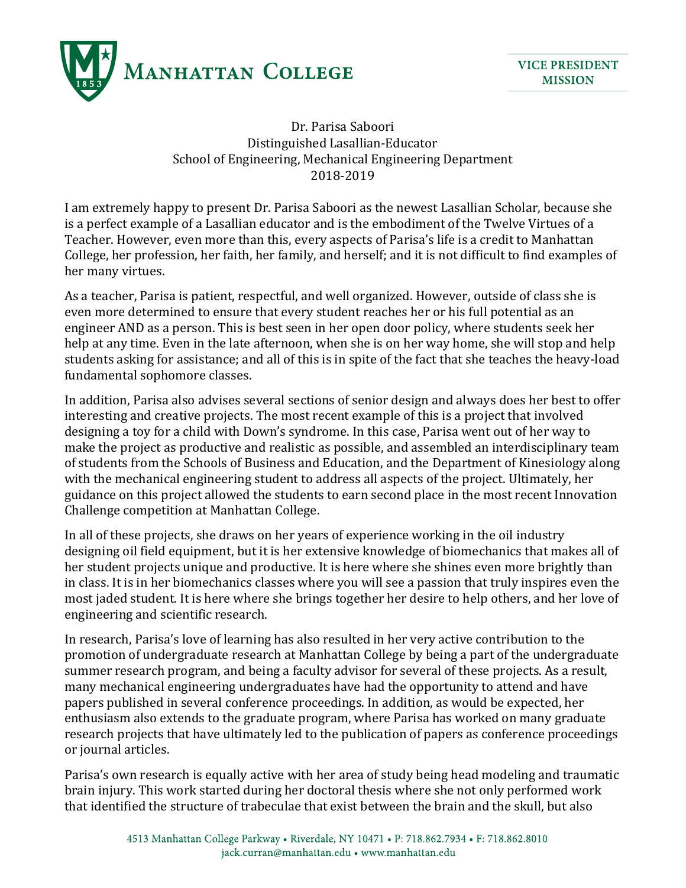# MANHATTAN COLLEGE

**VICE PRESIDENT MISSION**

Dr. Parisa Saboori
Distinguished Lasallian-Educator
School of Engineering, Mechanical Engineering Department
2018-2019

I am extremely happy to present Dr. Parisa Saboori as the newest Lasallian Scholar, because she is a perfect example of a Lasallian educator and is the embodiment of the Twelve Virtues of a Teacher. However, even more than this, every aspects of Parisa's life is a credit to Manhattan College, her profession, her faith, her family, and herself; and it is not difficult to find examples of her many virtues.

As a teacher, Parisa is patient, respectful, and well organized. However, outside of class she is even more determined to ensure that every student reaches her or his full potential as an engineer AND as a person. This is best seen in her open door policy, where students seek her help at any time. Even in the late afternoon, when she is on her way home, she will stop and help students asking for assistance; and all of this is in spite of the fact that she teaches the heavy-load fundamental sophomore classes.

In addition, Parisa also advises several sections of senior design and always does her best to offer interesting and creative projects. The most recent example of this is a project that involved designing a toy for a child with Down's syndrome. In this case, Parisa went out of her way to make the project as productive and realistic as possible, and assembled an interdisciplinary team of students from the Schools of Business and Education, and the Department of Kinesiology along with the mechanical engineering student to address all aspects of the project. Ultimately, her guidance on this project allowed the students to earn second place in the most recent Innovation Challenge competition at Manhattan College.

In all of these projects, she draws on her years of experience working in the oil industry designing oil field equipment, but it is her extensive knowledge of biomechanics that makes all of her student projects unique and productive. It is here where she shines even more brightly than in class. It is in her biomechanics classes where you will see a passion that truly inspires even the most jaded student. It is here where she brings together her desire to help others, and her love of engineering and scientific research.

In research, Parisa's love of learning has also resulted in her very active contribution to the promotion of undergraduate research at Manhattan College by being a part of the undergraduate summer research program, and being a faculty advisor for several of these projects. As a result, many mechanical engineering undergraduates have had the opportunity to attend and have papers published in several conference proceedings. In addition, as would be expected, her enthusiasm also extends to the graduate program, where Parisa has worked on many graduate research projects that have ultimately led to the publication of papers as conference proceedings or journal articles.

Parisa's own research is equally active with her area of study being head modeling and traumatic brain injury. This work started during her doctoral thesis where she not only performed work that identified the structure of trabeculae that exist between the brain and the skull, but also

4513 Manhattan College Parkway • Riverdale, NY 10471 • P: 718.862.7934 • F: 718.862.8010
jack.curran@manhattan.edu • www.manhattan.edu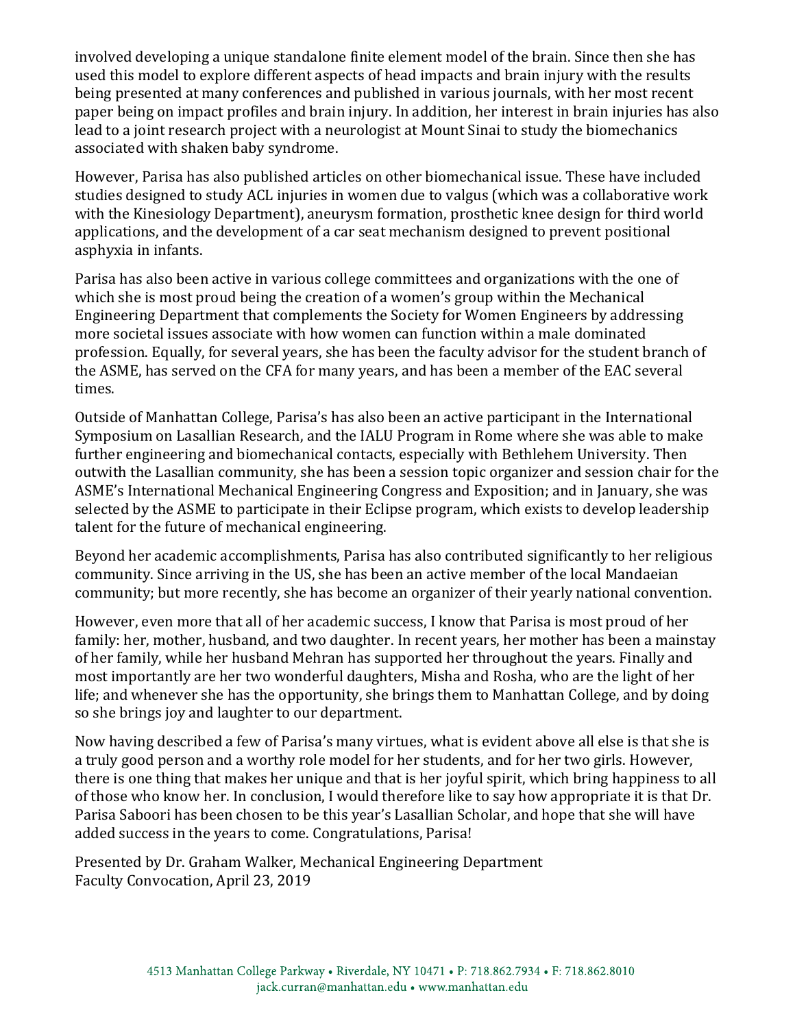involved developing a unique standalone finite element model of the brain. Since then she has used this model to explore different aspects of head impacts and brain injury with the results being presented at many conferences and published in various journals, with her most recent paper being on impact profiles and brain injury. In addition, her interest in brain injuries has also lead to a joint research project with a neurologist at Mount Sinai to study the biomechanics associated with shaken baby syndrome.

However, Parisa has also published articles on other biomechanical issue. These have included studies designed to study ACL injuries in women due to valgus (which was a collaborative work with the Kinesiology Department), aneurysm formation, prosthetic knee design for third world applications, and the development of a car seat mechanism designed to prevent positional asphyxia in infants.

Parisa has also been active in various college committees and organizations with the one of which she is most proud being the creation of a women's group within the Mechanical Engineering Department that complements the Society for Women Engineers by addressing more societal issues associate with how women can function within a male dominated profession. Equally, for several years, she has been the faculty advisor for the student branch of the ASME, has served on the CFA for many years, and has been a member of the EAC several times.

Outside of Manhattan College, Parisa's has also been an active participant in the International Symposium on Lasallian Research, and the IALU Program in Rome where she was able to make further engineering and biomechanical contacts, especially with Bethlehem University. Then outwith the Lasallian community, she has been a session topic organizer and session chair for the ASME's International Mechanical Engineering Congress and Exposition; and in January, she was selected by the ASME to participate in their Eclipse program, which exists to develop leadership talent for the future of mechanical engineering.

Beyond her academic accomplishments, Parisa has also contributed significantly to her religious community. Since arriving in the US, she has been an active member of the local Mandaeian community; but more recently, she has become an organizer of their yearly national convention.

However, even more that all of her academic success, I know that Parisa is most proud of her family: her, mother, husband, and two daughter. In recent years, her mother has been a mainstay of her family, while her husband Mehran has supported her throughout the years. Finally and most importantly are her two wonderful daughters, Misha and Rosha, who are the light of her life; and whenever she has the opportunity, she brings them to Manhattan College, and by doing so she brings joy and laughter to our department.

Now having described a few of Parisa's many virtues, what is evident above all else is that she is a truly good person and a worthy role model for her students, and for her two girls. However, there is one thing that makes her unique and that is her joyful spirit, which bring happiness to all of those who know her. In conclusion, I would therefore like to say how appropriate it is that Dr. Parisa Saboori has been chosen to be this year's Lasallian Scholar, and hope that she will have added success in the years to come. Congratulations, Parisa!

Presented by Dr. Graham Walker, Mechanical Engineering Department
Faculty Convocation, April 23, 2019

4513 Manhattan College Parkway • Riverdale, NY 10471 • P: 718.862.7934 • F: 718.862.8010
jack.curran@manhattan.edu • www.manhattan.edu